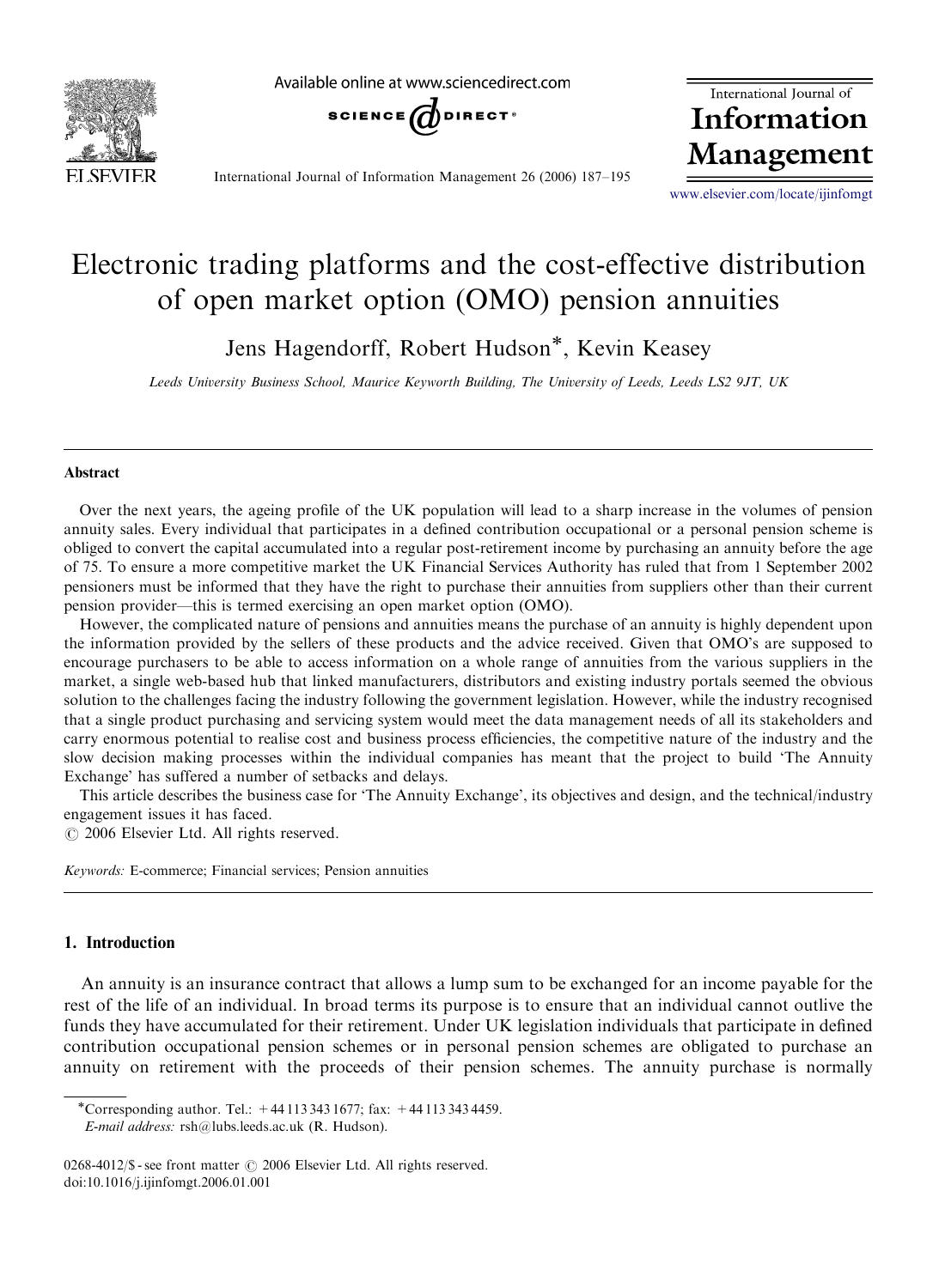# Electronic trading platforms and the cost-effective distribution of open market option (OMO) pension annuities

Jens Hagendorff, Robert Hudson*, Kevin Keasey

*Leeds University Business School, Maurice Keyworth Building, The University of Leeds, Leeds LS2 9JT, UK*

## Abstract

Over the next years, the ageing profile of the UK population will lead to a sharp increase in the volumes of pension annuity sales. Every individual that participates in a defined contribution occupational or a personal pension scheme is obliged to convert the capital accumulated into a regular post-retirement income by purchasing an annuity before the age of 75. To ensure a more competitive market the UK Financial Services Authority has ruled that from 1 September 2002 pensioners must be informed that they have the right to purchase their annuities from suppliers other than their current pension provider—this is termed exercising an open market option (OMO).

However, the complicated nature of pensions and annuities means the purchase of an annuity is highly dependent upon the information provided by the sellers of these products and the advice received. Given that OMO's are supposed to encourage purchasers to be able to access information on a whole range of annuities from the various suppliers in the market, a single web-based hub that linked manufacturers, distributors and existing industry portals seemed the obvious solution to the challenges facing the industry following the government legislation. However, while the industry recognised that a single product purchasing and servicing system would meet the data management needs of all its stakeholders and carry enormous potential to realise cost and business process efficiencies, the competitive nature of the industry and the slow decision making processes within the individual companies has meant that the project to build 'The Annuity Exchange' has suffered a number of setbacks and delays.

This article describes the business case for 'The Annuity Exchange', its objectives and design, and the technical/industry engagement issues it has faced.

© 2006 Elsevier Ltd. All rights reserved.

*Keywords:* E-commerce; Financial services; Pension annuities

## 1. Introduction

An annuity is an insurance contract that allows a lump sum to be exchanged for an income payable for the rest of the life of an individual. In broad terms its purpose is to ensure that an individual cannot outlive the funds they have accumulated for their retirement. Under UK legislation individuals that participate in defined contribution occupational pension schemes or in personal pension schemes are obligated to purchase an annuity on retirement with the proceeds of their pension schemes. The annuity purchase is normally

*Corresponding author. Tel.: +44 113 343 1677; fax: +44 113 343 4459.
*E-mail address:* rsh@lubs.leeds.ac.uk (R. Hudson).

0268-4012/$ - see front matter © 2006 Elsevier Ltd. All rights reserved.
doi:10.1016/j.ijinfomgt.2006.01.001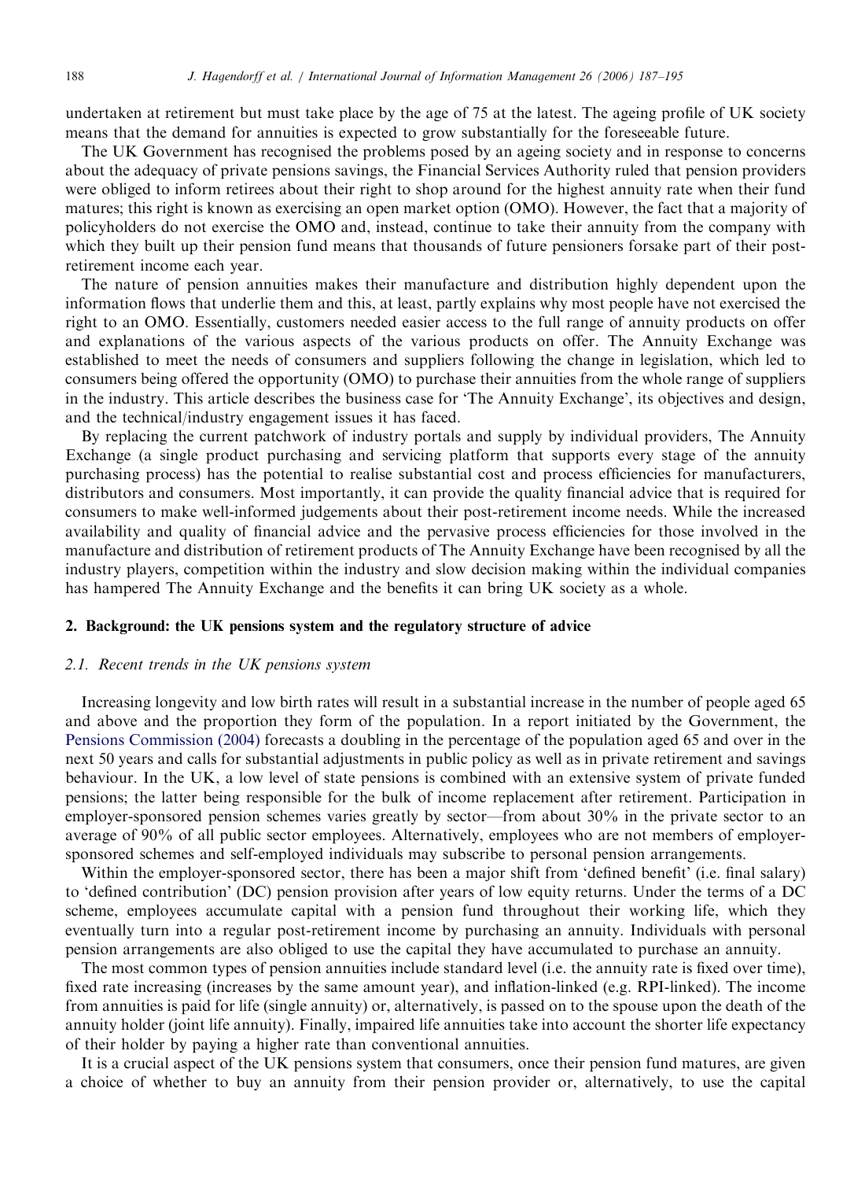undertaken at retirement but must take place by the age of 75 at the latest. The ageing profile of UK society means that the demand for annuities is expected to grow substantially for the foreseeable future.

The UK Government has recognised the problems posed by an ageing society and in response to concerns about the adequacy of private pensions savings, the Financial Services Authority ruled that pension providers were obliged to inform retirees about their right to shop around for the highest annuity rate when their fund matures; this right is known as exercising an open market option (OMO). However, the fact that a majority of policyholders do not exercise the OMO and, instead, continue to take their annuity from the company with which they built up their pension fund means that thousands of future pensioners forsake part of their post-retirement income each year.

The nature of pension annuities makes their manufacture and distribution highly dependent upon the information flows that underlie them and this, at least, partly explains why most people have not exercised the right to an OMO. Essentially, customers needed easier access to the full range of annuity products on offer and explanations of the various aspects of the various products on offer. The Annuity Exchange was established to meet the needs of consumers and suppliers following the change in legislation, which led to consumers being offered the opportunity (OMO) to purchase their annuities from the whole range of suppliers in the industry. This article describes the business case for 'The Annuity Exchange', its objectives and design, and the technical/industry engagement issues it has faced.

By replacing the current patchwork of industry portals and supply by individual providers, The Annuity Exchange (a single product purchasing and servicing platform that supports every stage of the annuity purchasing process) has the potential to realise substantial cost and process efficiencies for manufacturers, distributors and consumers. Most importantly, it can provide the quality financial advice that is required for consumers to make well-informed judgements about their post-retirement income needs. While the increased availability and quality of financial advice and the pervasive process efficiencies for those involved in the manufacture and distribution of retirement products of The Annuity Exchange have been recognised by all the industry players, competition within the industry and slow decision making within the individual companies has hampered The Annuity Exchange and the benefits it can bring UK society as a whole.

## 2. Background: the UK pensions system and the regulatory structure of advice

### 2.1. Recent trends in the UK pensions system

Increasing longevity and low birth rates will result in a substantial increase in the number of people aged 65 and above and the proportion they form of the population. In a report initiated by the Government, the Pensions Commission (2004) forecasts a doubling in the percentage of the population aged 65 and over in the next 50 years and calls for substantial adjustments in public policy as well as in private retirement and savings behaviour. In the UK, a low level of state pensions is combined with an extensive system of private funded pensions; the latter being responsible for the bulk of income replacement after retirement. Participation in employer-sponsored pension schemes varies greatly by sector—from about 30% in the private sector to an average of 90% of all public sector employees. Alternatively, employees who are not members of employer-sponsored schemes and self-employed individuals may subscribe to personal pension arrangements.

Within the employer-sponsored sector, there has been a major shift from 'defined benefit' (i.e. final salary) to 'defined contribution' (DC) pension provision after years of low equity returns. Under the terms of a DC scheme, employees accumulate capital with a pension fund throughout their working life, which they eventually turn into a regular post-retirement income by purchasing an annuity. Individuals with personal pension arrangements are also obliged to use the capital they have accumulated to purchase an annuity.

The most common types of pension annuities include standard level (i.e. the annuity rate is fixed over time), fixed rate increasing (increases by the same amount year), and inflation-linked (e.g. RPI-linked). The income from annuities is paid for life (single annuity) or, alternatively, is passed on to the spouse upon the death of the annuity holder (joint life annuity). Finally, impaired life annuities take into account the shorter life expectancy of their holder by paying a higher rate than conventional annuities.

It is a crucial aspect of the UK pensions system that consumers, once their pension fund matures, are given a choice of whether to buy an annuity from their pension provider or, alternatively, to use the capital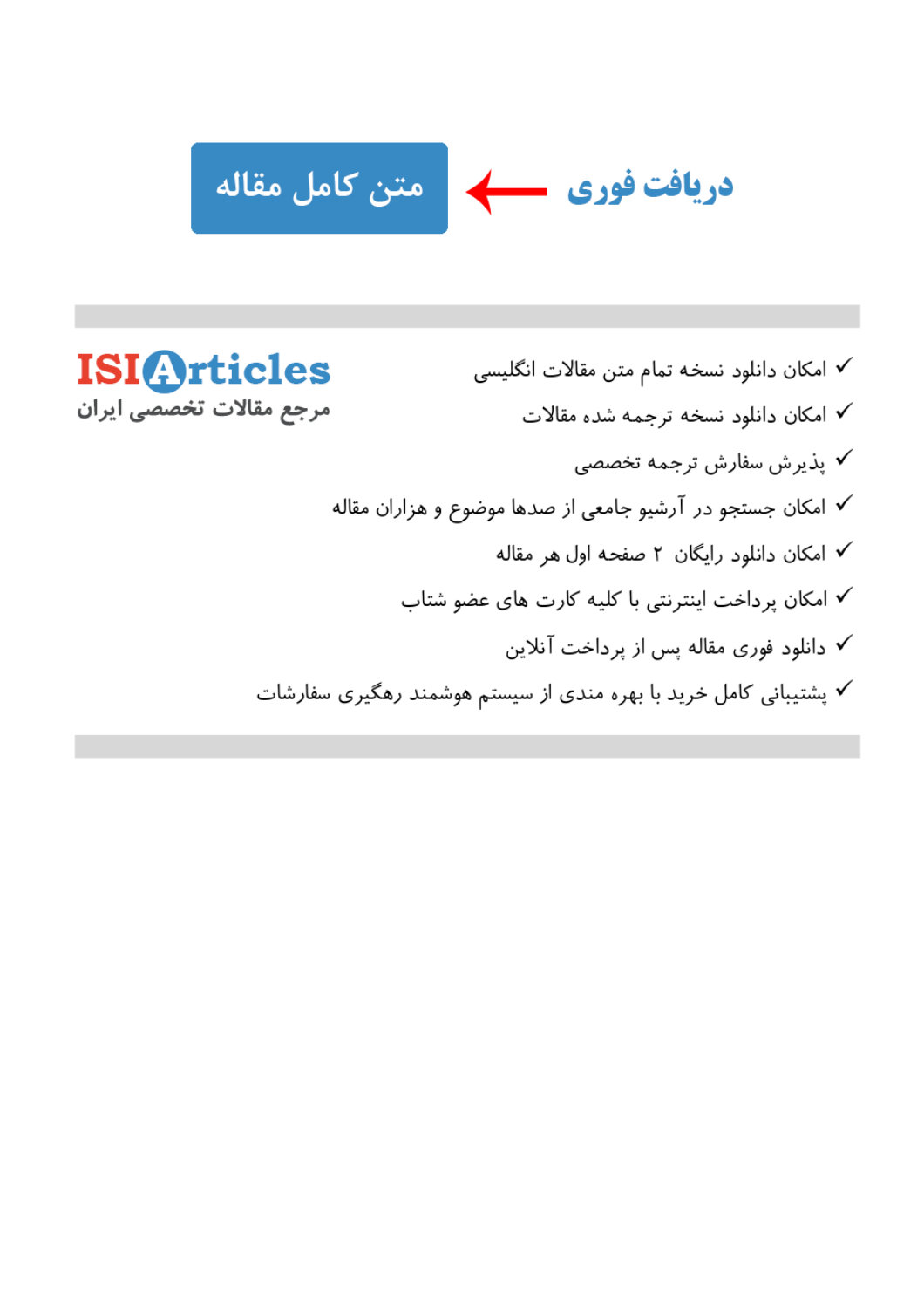دریافت فوری ← متن کامل مقاله

ISIArticles
مرجع مقالات تخصصی ایران

- ✓ امکان دانلود نسخه تمام متن مقالات انگلیسی
- ✓ امکان دانلود نسخه ترجمه شده مقالات
- ✓ پذیرش سفارش ترجمه تخصصی
- ✓ امکان جستجو در آرشیو جامعی از صدها موضوع و هزاران مقاله
- ✓ امکان دانلود رایگان ۲ صفحه اول هر مقاله
- ✓ امکان پرداخت اینترنتی با کلیه کارت های عضو شتاب
- ✓ دانلود فوری مقاله پس از پرداخت آنلاین
- ✓ پشتیبانی کامل خرید با بهره مندی از سیستم هوشمند رهگیری سفارشات